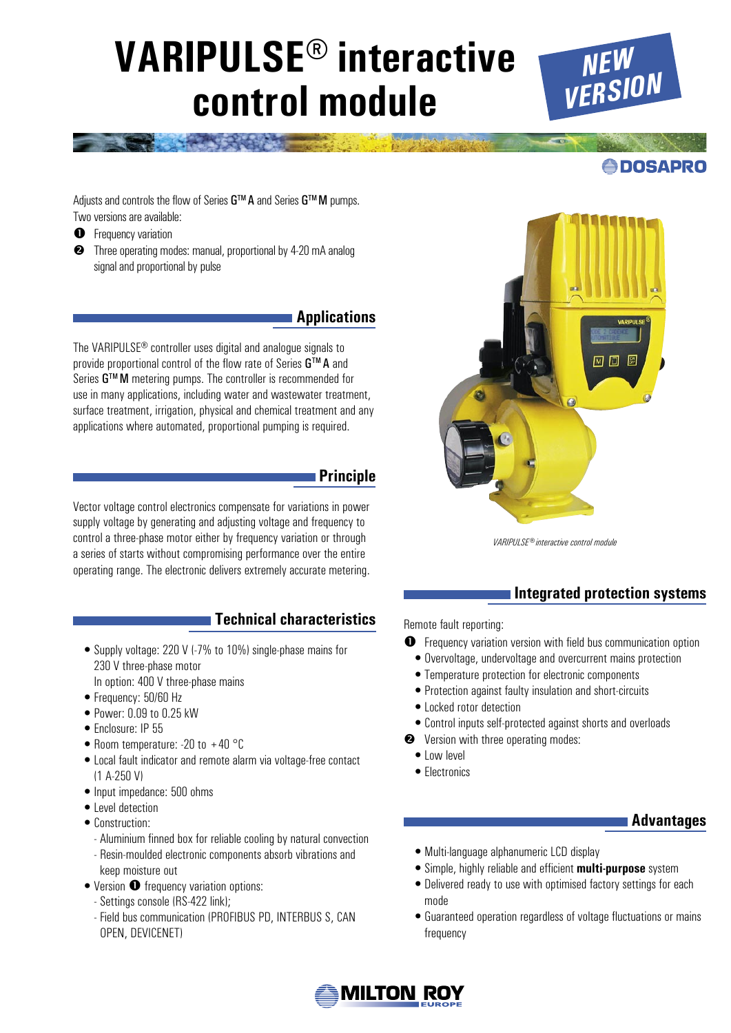# VARIPULSE® interactive control module

NEW VERSION

DOSAPRO

Adjusts and controls the flow of Series G™ A and Series G™ M pumps.
Two versions are available:

❶ Frequency variation
❷ Three operating modes: manual, proportional by 4-20 mA analog signal and proportional by pulse

## Applications

The VARIPULSE® controller uses digital and analogue signals to provide proportional control of the flow rate of Series G™ A and Series G™ M metering pumps. The controller is recommended for use in many applications, including water and wastewater treatment, surface treatment, irrigation, physical and chemical treatment and any applications where automated, proportional pumping is required.

## Principle

Vector voltage control electronics compensate for variations in power supply voltage by generating and adjusting voltage and frequency to control a three-phase motor either by frequency variation or through a series of starts without compromising performance over the entire operating range. The electronic delivers extremely accurate metering.

*VARIPULSE® interactive control module*

## Technical characteristics

- Supply voltage: 220 V (-7% to 10%) single-phase mains for 230 V three-phase motor
  In option: 400 V three-phase mains
- Frequency: 50/60 Hz
- Power: 0.09 to 0.25 kW
- Enclosure: IP 55
- Room temperature: -20 to +40 °C
- Local fault indicator and remote alarm via voltage-free contact (1 A-250 V)
- Input impedance: 500 ohms
- Level detection
- Construction:
  - Aluminium finned box for reliable cooling by natural convection
  - Resin-moulded electronic components absorb vibrations and keep moisture out
- Version ❶ frequency variation options:
  - Settings console (RS-422 link);
  - Field bus communication (PROFIBUS PD, INTERBUS S, CAN OPEN, DEVICENET)

## Integrated protection systems

Remote fault reporting:

❶ Frequency variation version with field bus communication option
- Overvoltage, undervoltage and overcurrent mains protection
- Temperature protection for electronic components
- Protection against faulty insulation and short-circuits
- Locked rotor detection
- Control inputs self-protected against shorts and overloads

❷ Version with three operating modes:
- Low level
- Electronics

## Advantages

- Multi-language alphanumeric LCD display
- Simple, highly reliable and efficient **multi-purpose** system
- Delivered ready to use with optimised factory settings for each mode
- Guaranteed operation regardless of voltage fluctuations or mains frequency

MILTON ROY EUROPE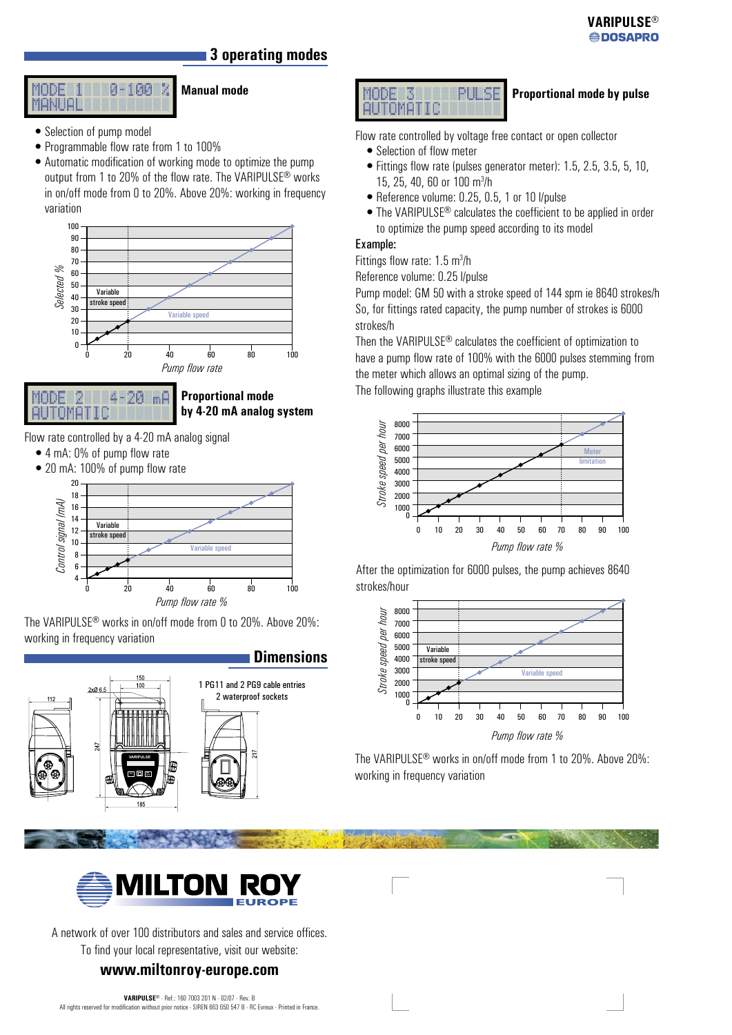## 3 operating modes

MODE 1 0-100 %
MANUAL

**Manual mode**

- Selection of pump model
- Programmable flow rate from 1 to 100%
- Automatic modification of working mode to optimize the pump output from 1 to 20% of the flow rate. The VARIPULSE® works in on/off mode from 0 to 20%. Above 20%: working in frequency variation

Selected %
100
90
80
70
60
50
40
30
20
10
0
Variable stroke speed
Variable speed
0 20 40 60 80 100
Pump flow rate

MODE 2 4-20 mA
AUTOMATIC

**Proportional mode by 4-20 mA analog system**

Flow rate controlled by a 4-20 mA analog signal

- 4 mA: 0% of pump flow rate
- 20 mA: 100% of pump flow rate

Control signal (mA)
20
18
16
14
12
10
8
6
4
Variable stroke speed
Variable speed
0 20 40 60 80 100
Pump flow rate %

The VARIPULSE® works in on/off mode from 0 to 20%. Above 20%: working in frequency variation

MODE 3 PULSE
AUTOMATIC

**Proportional mode by pulse**

Flow rate controlled by voltage free contact or open collector

- Selection of flow meter
- Fittings flow rate (pulses generator meter): 1.5, 2.5, 3.5, 5, 10, 15, 25, 40, 60 or 100 $m^3$/h
- Reference volume: 0.25, 0.5, 1 or 10 l/pulse
- The VARIPULSE® calculates the coefficient to be applied in order to optimize the pump speed according to its model

**Example:**

Fittings flow rate: 1.5 $m^3$/h

Reference volume: 0.25 l/pulse

Pump model: GM 50 with a stroke speed of 144 spm ie 8640 strokes/h

So, for fittings rated capacity, the pump number of strokes is 6000 strokes/h

Then the VARIPULSE® calculates the coefficient of optimization to have a pump flow rate of 100% with the 6000 pulses stemming from the meter which allows an optimal sizing of the pump.

The following graphs illustrate this example

Stroke speed per hour
8000
7000
6000
5000
4000
3000
2000
1000
0
Meter limitation
0 10 20 30 40 50 60 70 80 90 100
Pump flow rate %

After the optimization for 6000 pulses, the pump achieves 8640 strokes/hour

Stroke speed per hour
8000
7000
6000
5000
4000
3000
2000
1000
0
Variable stroke speed
Variable speed
0 10 20 30 40 50 60 70 80 90 100
Pump flow rate %

The VARIPULSE® works in on/off mode from 1 to 20%. Above 20%: working in frequency variation

## Dimensions

112
2xØ 6.5
150
100
247
185
217
VARIPULSE

1 PG11 and 2 PG9 cable entries
2 waterproof sockets

MILTON ROY EUROPE

A network of over 100 distributors and sales and service offices.
To find your local representative, visit our website:

**www.miltonroy-europe.com**

VARIPULSE® - Ref.: 160 7003 201 N - 02/07 - Rev. B
All rights reserved for modification without prior notice - SIREN 663 650 547 B - RC Evreux - Printed in France.